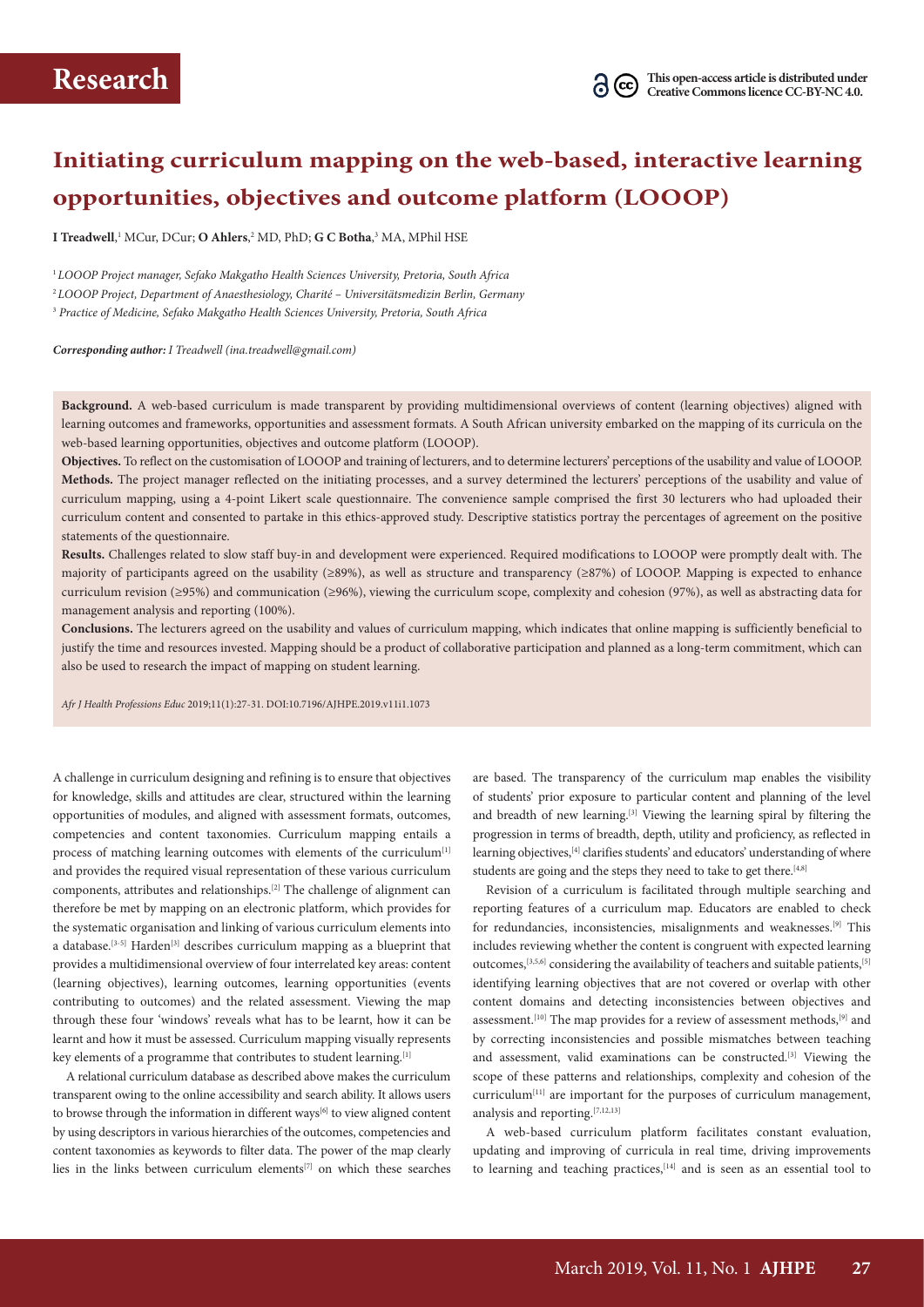Research

This open-access article is distributed under Creative Commons licence CC-BY-NC 4.0.

# Initiating curriculum mapping on the web-based, interactive learning opportunities, objectives and outcome platform (LOOOP)

**I Treadwell**,[1] MCur, DCur; **O Ahlers**,[2] MD, PhD; **G C Botha**,[3] MA, MPhil HSE

[1] *LOOOP Project manager, Sefako Makgatho Health Sciences University, Pretoria, South Africa*

[2] *LOOOP Project, Department of Anaesthesiology, Charité – Universitätsmedizin Berlin, Germany*

[3] *Practice of Medicine, Sefako Makgatho Health Sciences University, Pretoria, South Africa*

***Corresponding author:** I Treadwell (ina.treadwell@gmail.com)*

**Background.** A web-based curriculum is made transparent by providing multidimensional overviews of content (learning objectives) aligned with learning outcomes and frameworks, opportunities and assessment formats. A South African university embarked on the mapping of its curricula on the web-based learning opportunities, objectives and outcome platform (LOOOP).

**Objectives.** To reflect on the customisation of LOOOP and training of lecturers, and to determine lecturers' perceptions of the usability and value of LOOOP.

**Methods.** The project manager reflected on the initiating processes, and a survey determined the lecturers' perceptions of the usability and value of curriculum mapping, using a 4-point Likert scale questionnaire. The convenience sample comprised the first 30 lecturers who had uploaded their curriculum content and consented to partake in this ethics-approved study. Descriptive statistics portray the percentages of agreement on the positive statements of the questionnaire.

**Results.** Challenges related to slow staff buy-in and development were experienced. Required modifications to LOOOP were promptly dealt with. The majority of participants agreed on the usability (≥89%), as well as structure and transparency (≥87%) of LOOOP. Mapping is expected to enhance curriculum revision (≥95%) and communication (≥96%), viewing the curriculum scope, complexity and cohesion (97%), as well as abstracting data for management analysis and reporting (100%).

**Conclusions.** The lecturers agreed on the usability and values of curriculum mapping, which indicates that online mapping is sufficiently beneficial to justify the time and resources invested. Mapping should be a product of collaborative participation and planned as a long-term commitment, which can also be used to research the impact of mapping on student learning.

*Afr J Health Professions Educ* 2019;11(1):27-31. DOI:10.7196/AJHPE.2019.v11i1.1073

A challenge in curriculum designing and refining is to ensure that objectives for knowledge, skills and attitudes are clear, structured within the learning opportunities of modules, and aligned with assessment formats, outcomes, competencies and content taxonomies. Curriculum mapping entails a process of matching learning outcomes with elements of the curriculum[1] and provides the required visual representation of these various curriculum components, attributes and relationships.[2] The challenge of alignment can therefore be met by mapping on an electronic platform, which provides for the systematic organisation and linking of various curriculum elements into a database.[3-5] Harden[3] describes curriculum mapping as a blueprint that provides a multidimensional overview of four interrelated key areas: content (learning objectives), learning outcomes, learning opportunities (events contributing to outcomes) and the related assessment. Viewing the map through these four 'windows' reveals what has to be learnt, how it can be learnt and how it must be assessed. Curriculum mapping visually represents key elements of a programme that contributes to student learning.[1]

A relational curriculum database as described above makes the curriculum transparent owing to the online accessibility and search ability. It allows users to browse through the information in different ways[6] to view aligned content by using descriptors in various hierarchies of the outcomes, competencies and content taxonomies as keywords to filter data. The power of the map clearly lies in the links between curriculum elements[7] on which these searches are based. The transparency of the curriculum map enables the visibility of students' prior exposure to particular content and planning of the level and breadth of new learning.[3] Viewing the learning spiral by filtering the progression in terms of breadth, depth, utility and proficiency, as reflected in learning objectives,[4] clarifies students' and educators' understanding of where students are going and the steps they need to take to get there.[4,8]

Revision of a curriculum is facilitated through multiple searching and reporting features of a curriculum map. Educators are enabled to check for redundancies, inconsistencies, misalignments and weaknesses.[9] This includes reviewing whether the content is congruent with expected learning outcomes,[3,5,6] considering the availability of teachers and suitable patients,[5] identifying learning objectives that are not covered or overlap with other content domains and detecting inconsistencies between objectives and assessment.[10] The map provides for a review of assessment methods,[9] and by correcting inconsistencies and possible mismatches between teaching and assessment, valid examinations can be constructed.[3] Viewing the scope of these patterns and relationships, complexity and cohesion of the curriculum[11] are important for the purposes of curriculum management, analysis and reporting.[7,12,13]

A web-based curriculum platform facilitates constant evaluation, updating and improving of curricula in real time, driving improvements to learning and teaching practices,[14] and is seen as an essential tool to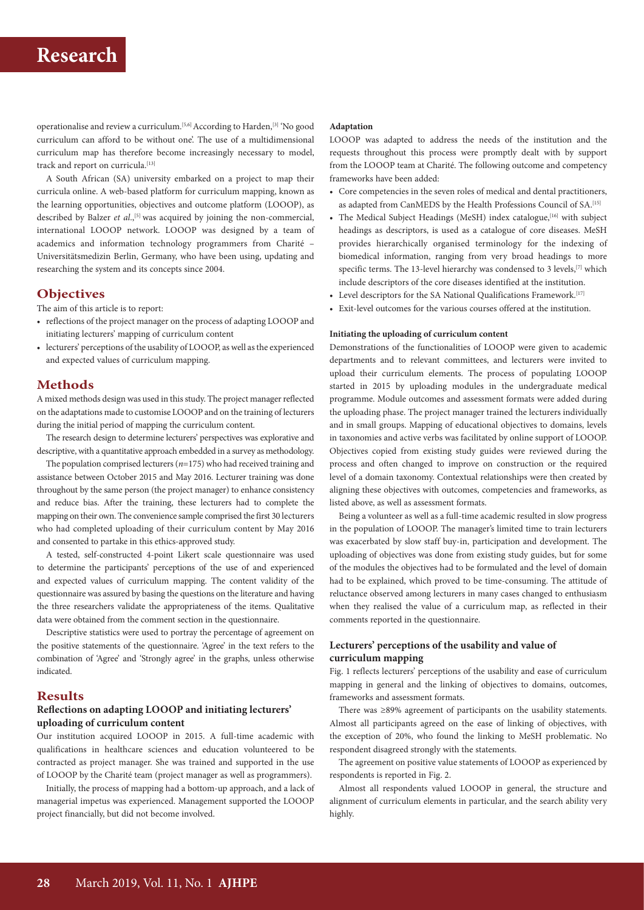operationalise and review a curriculum.[5,6] According to Harden,[3] 'No good curriculum can afford to be without one'. The use of a multidimensional curriculum map has therefore become increasingly necessary to model, track and report on curricula.[13]

A South African (SA) university embarked on a project to map their curricula online. A web-based platform for curriculum mapping, known as the learning opportunities, objectives and outcome platform (LOOOP), as described by Balzer *et al*.,[5] was acquired by joining the non-commercial, international LOOOP network. LOOOP was designed by a team of academics and information technology programmers from Charité – Universitätsmedizin Berlin, Germany, who have been using, updating and researching the system and its concepts since 2004.

## Objectives

The aim of this article is to report:

- reflections of the project manager on the process of adapting LOOOP and initiating lecturers' mapping of curriculum content
- lecturers' perceptions of the usability of LOOOP, as well as the experienced and expected values of curriculum mapping.

## Methods

A mixed methods design was used in this study. The project manager reflected on the adaptations made to customise LOOOP and on the training of lecturers during the initial period of mapping the curriculum content.

The research design to determine lecturers' perspectives was explorative and descriptive, with a quantitative approach embedded in a survey as methodology.

The population comprised lecturers ($n$=175) who had received training and assistance between October 2015 and May 2016. Lecturer training was done throughout by the same person (the project manager) to enhance consistency and reduce bias. After the training, these lecturers had to complete the mapping on their own. The convenience sample comprised the first 30 lecturers who had completed uploading of their curriculum content by May 2016 and consented to partake in this ethics-approved study.

A tested, self-constructed 4-point Likert scale questionnaire was used to determine the participants' perceptions of the use of and experienced and expected values of curriculum mapping. The content validity of the questionnaire was assured by basing the questions on the literature and having the three researchers validate the appropriateness of the items. Qualitative data were obtained from the comment section in the questionnaire.

Descriptive statistics were used to portray the percentage of agreement on the positive statements of the questionnaire. 'Agree' in the text refers to the combination of 'Agree' and 'Strongly agree' in the graphs, unless otherwise indicated.

## Results

### Reflections on adapting LOOOP and initiating lecturers' uploading of curriculum content

Our institution acquired LOOOP in 2015. A full-time academic with qualifications in healthcare sciences and education volunteered to be contracted as project manager. She was trained and supported in the use of LOOOP by the Charité team (project manager as well as programmers).

Initially, the process of mapping had a bottom-up approach, and a lack of managerial impetus was experienced. Management supported the LOOOP project financially, but did not become involved.

#### Adaptation

LOOOP was adapted to address the needs of the institution and the requests throughout this process were promptly dealt with by support from the LOOOP team at Charité. The following outcome and competency frameworks have been added:

- Core competencies in the seven roles of medical and dental practitioners, as adapted from CanMEDS by the Health Professions Council of SA.[15]
- The Medical Subject Headings (MeSH) index catalogue,[16] with subject headings as descriptors, is used as a catalogue of core diseases. MeSH provides hierarchically organised terminology for the indexing of biomedical information, ranging from very broad headings to more specific terms. The 13-level hierarchy was condensed to 3 levels,[7] which include descriptors of the core diseases identified at the institution.
- Level descriptors for the SA National Qualifications Framework.[17]
- Exit-level outcomes for the various courses offered at the institution.

#### Initiating the uploading of curriculum content

Demonstrations of the functionalities of LOOOP were given to academic departments and to relevant committees, and lecturers were invited to upload their curriculum elements. The process of populating LOOOP started in 2015 by uploading modules in the undergraduate medical programme. Module outcomes and assessment formats were added during the uploading phase. The project manager trained the lecturers individually and in small groups. Mapping of educational objectives to domains, levels in taxonomies and active verbs was facilitated by online support of LOOOP. Objectives copied from existing study guides were reviewed during the process and often changed to improve on construction or the required level of a domain taxonomy. Contextual relationships were then created by aligning these objectives with outcomes, competencies and frameworks, as listed above, as well as assessment formats.

Being a volunteer as well as a full-time academic resulted in slow progress in the population of LOOOP. The manager's limited time to train lecturers was exacerbated by slow staff buy-in, participation and development. The uploading of objectives was done from existing study guides, but for some of the modules the objectives had to be formulated and the level of domain had to be explained, which proved to be time-consuming. The attitude of reluctance observed among lecturers in many cases changed to enthusiasm when they realised the value of a curriculum map, as reflected in their comments reported in the questionnaire.

### Lecturers' perceptions of the usability and value of curriculum mapping

Fig. 1 reflects lecturers' perceptions of the usability and ease of curriculum mapping in general and the linking of objectives to domains, outcomes, frameworks and assessment formats.

There was ≥89% agreement of participants on the usability statements. Almost all participants agreed on the ease of linking of objectives, with the exception of 20%, who found the linking to MeSH problematic. No respondent disagreed strongly with the statements.

The agreement on positive value statements of LOOOP as experienced by respondents is reported in Fig. 2.

Almost all respondents valued LOOOP in general, the structure and alignment of curriculum elements in particular, and the search ability very highly.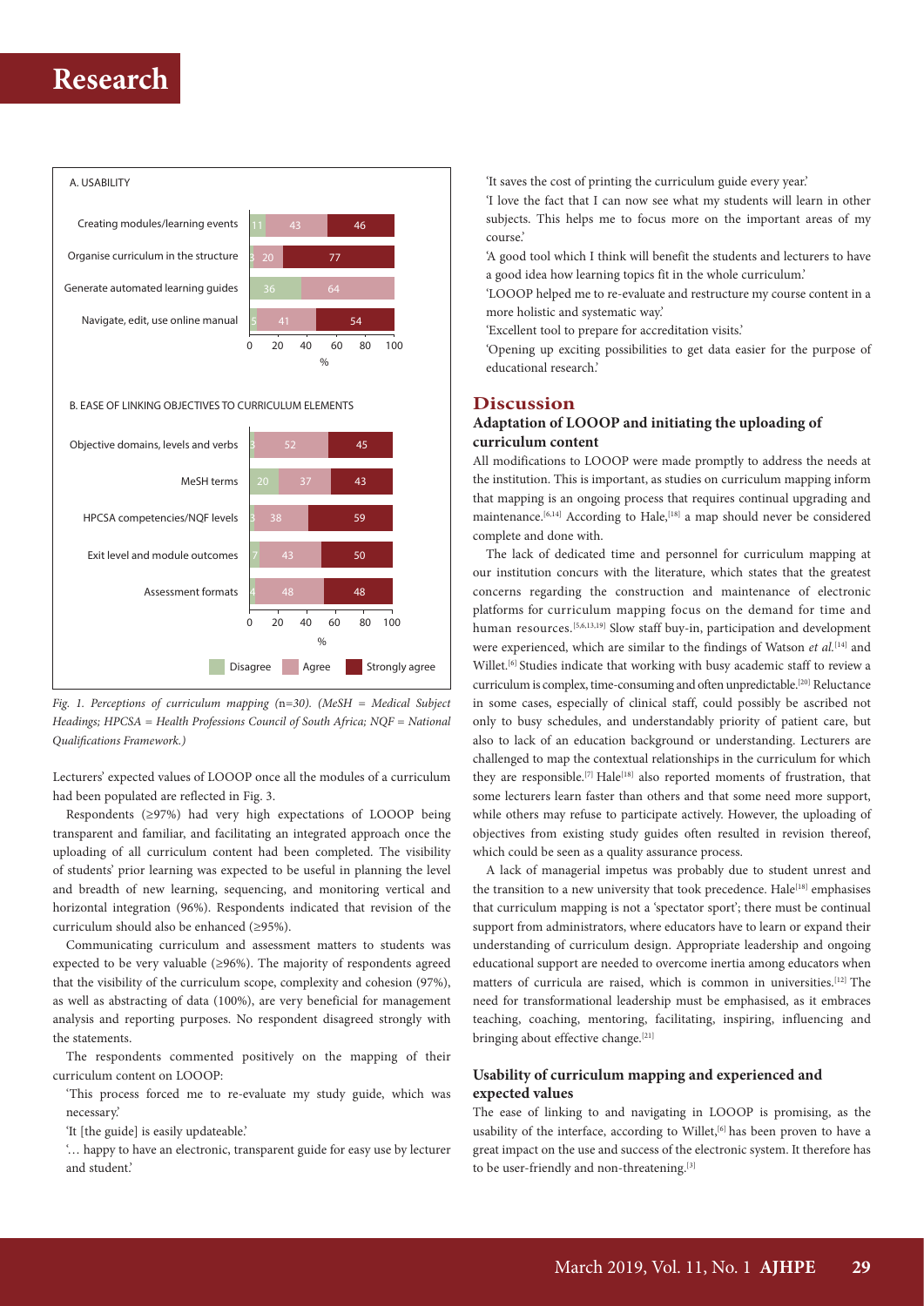**A. USABILITY**

| Item | Disagree (%) | Agree (%) | Strongly agree (%) |
| --- | --- | --- | --- |
| Creating modules/learning events | 11 | 43 | 46 |
| Organise curriculum in the structure | 3 | 20 | 77 |
| Generate automated learning guides | 36 | 64 | |
| Navigate, edit, use online manual | 5 | 41 | 54 |

**B. EASE OF LINKING OBJECTIVES TO CURRICULUM ELEMENTS**

| Item | Disagree (%) | Agree (%) | Strongly agree (%) |
| --- | --- | --- | --- |
| Objective domains, levels and verbs | 3 | 52 | 45 |
| MeSH terms | 20 | 37 | 43 |
| HPCSA competencies/NQF levels | 3 | 38 | 59 |
| Exit level and module outcomes | 7 | 43 | 50 |
| Assessment formats | 4 | 48 | 48 |

*Fig. 1. Perceptions of curriculum mapping (n=30). (MeSH = Medical Subject Headings; HPCSA = Health Professions Council of South Africa; NQF = National Qualifications Framework.)*

Lecturers' expected values of LOOOP once all the modules of a curriculum had been populated are reflected in Fig. 3.

Respondents (≥97%) had very high expectations of LOOOP being transparent and familiar, and facilitating an integrated approach once the uploading of all curriculum content had been completed. The visibility of students' prior learning was expected to be useful in planning the level and breadth of new learning, sequencing, and monitoring vertical and horizontal integration (96%). Respondents indicated that revision of the curriculum should also be enhanced (≥95%).

Communicating curriculum and assessment matters to students was expected to be very valuable (≥96%). The majority of respondents agreed that the visibility of the curriculum scope, complexity and cohesion (97%), as well as abstracting of data (100%), are very beneficial for management analysis and reporting purposes. No respondent disagreed strongly with the statements.

The respondents commented positively on the mapping of their curriculum content on LOOOP:

'This process forced me to re-evaluate my study guide, which was necessary.'

'It [the guide] is easily updateable.'

'… happy to have an electronic, transparent guide for easy use by lecturer and student.'

'It saves the cost of printing the curriculum guide every year.'

'I love the fact that I can now see what my students will learn in other subjects. This helps me to focus more on the important areas of my course.'

'A good tool which I think will benefit the students and lecturers to have a good idea how learning topics fit in the whole curriculum.'

'LOOOP helped me to re-evaluate and restructure my course content in a more holistic and systematic way.'

'Excellent tool to prepare for accreditation visits.'

'Opening up exciting possibilities to get data easier for the purpose of educational research.'

## Discussion

### Adaptation of LOOOP and initiating the uploading of curriculum content

All modifications to LOOOP were made promptly to address the needs at the institution. This is important, as studies on curriculum mapping inform that mapping is an ongoing process that requires continual upgrading and maintenance.[6,14] According to Hale,[18] a map should never be considered complete and done with.

The lack of dedicated time and personnel for curriculum mapping at our institution concurs with the literature, which states that the greatest concerns regarding the construction and maintenance of electronic platforms for curriculum mapping focus on the demand for time and human resources.[5,6,13,19] Slow staff buy-in, participation and development were experienced, which are similar to the findings of Watson *et al.*[14] and Willet.[6] Studies indicate that working with busy academic staff to review a curriculum is complex, time-consuming and often unpredictable.[20] Reluctance in some cases, especially of clinical staff, could possibly be ascribed not only to busy schedules, and understandably priority of patient care, but also to lack of an education background or understanding. Lecturers are challenged to map the contextual relationships in the curriculum for which they are responsible.[7] Hale[18] also reported moments of frustration, that some lecturers learn faster than others and that some need more support, while others may refuse to participate actively. However, the uploading of objectives from existing study guides often resulted in revision thereof, which could be seen as a quality assurance process.

A lack of managerial impetus was probably due to student unrest and the transition to a new university that took precedence. Hale[18] emphasises that curriculum mapping is not a 'spectator sport'; there must be continual support from administrators, where educators have to learn or expand their understanding of curriculum design. Appropriate leadership and ongoing educational support are needed to overcome inertia among educators when matters of curricula are raised, which is common in universities.[12] The need for transformational leadership must be emphasised, as it embraces teaching, coaching, mentoring, facilitating, inspiring, influencing and bringing about effective change.[21]

### Usability of curriculum mapping and experienced and expected values

The ease of linking to and navigating in LOOOP is promising, as the usability of the interface, according to Willet,[6] has been proven to have a great impact on the use and success of the electronic system. It therefore has to be user-friendly and non-threatening.[3]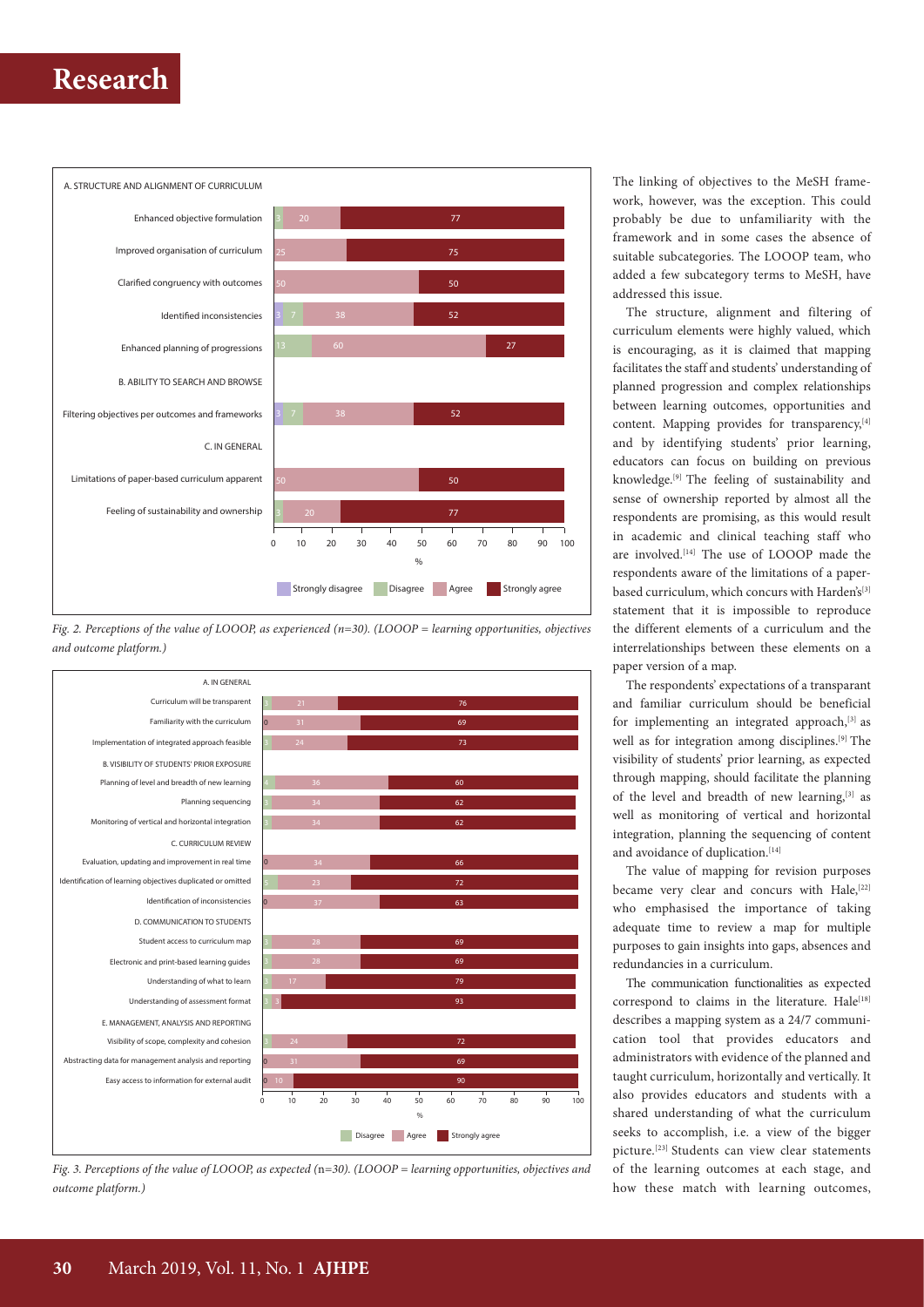**A. STRUCTURE AND ALIGNMENT OF CURRICULUM**

| Item | Strongly disagree (%) | Disagree (%) | Agree (%) | Strongly agree (%) |
|---|---|---|---|---|
| Enhanced objective formulation | | 3 | 20 | 77 |
| Improved organisation of curriculum | | | 25 | 75 |
| Clarified congruency with outcomes | | | 50 | 50 |
| Identified inconsistencies | 3 | 7 | 38 | 52 |
| Enhanced planning of progressions | | 13 | 60 | 27 |

**B. ABILITY TO SEARCH AND BROWSE**

| Item | Strongly disagree (%) | Disagree (%) | Agree (%) | Strongly agree (%) |
|---|---|---|---|---|
| Filtering objectives per outcomes and frameworks | 3 | 7 | 38 | 52 |

**C. IN GENERAL**

| Item | Strongly disagree (%) | Disagree (%) | Agree (%) | Strongly agree (%) |
|---|---|---|---|---|
| Limitations of paper-based curriculum apparent | | | 50 | 50 |
| Feeling of sustainability and ownership | | 3 | 20 | 77 |

*Fig. 2. Perceptions of the value of LOOOP, as experienced (n=30). (LOOOP = learning opportunities, objectives and outcome platform.)*

**A. IN GENERAL**

| Item | Disagree (%) | Agree (%) | Strongly agree (%) |
|---|---|---|---|
| Curriculum will be transparent | 3 | 21 | 76 |
| Familiarity with the curriculum | 0 | 31 | 69 |
| Implementation of integrated approach feasible | 3 | 24 | 73 |

**B. VISIBILITY OF STUDENTS' PRIOR EXPOSURE**

| Item | Disagree (%) | Agree (%) | Strongly agree (%) |
|---|---|---|---|
| Planning of level and breadth of new learning | 4 | 36 | 60 |
| Planning sequencing | 3 | 34 | 62 |
| Monitoring of vertical and horizontal integration | 3 | 34 | 62 |

**C. CURRICULUM REVIEW**

| Item | Disagree (%) | Agree (%) | Strongly agree (%) |
|---|---|---|---|
| Evaluation, updating and improvement in real time | 0 | 34 | 66 |
| Identification of learning objectives duplicated or omitted | 5 | 23 | 72 |
| Identification of inconsistencies | 0 | 37 | 63 |

**D. COMMUNICATION TO STUDENTS**

| Item | Disagree (%) | Agree (%) | Strongly agree (%) |
|---|---|---|---|
| Student access to curriculum map | 3 | 28 | 69 |
| Electronic and print-based learning guides | 3 | 28 | 69 |
| Understanding of what to learn | 3 | 17 | 79 |
| Understanding of assessment format | 3 | 3 | 93 |

**E. MANAGEMENT, ANALYSIS AND REPORTING**

| Item | Disagree (%) | Agree (%) | Strongly agree (%) |
|---|---|---|---|
| Visibility of scope, complexity and cohesion | 3 | 24 | 72 |
| Abstracting data for management analysis and reporting | 0 | 31 | 69 |
| Easy access to information for external audit | 0 | 10 | 90 |

*Fig. 3. Perceptions of the value of LOOOP, as expected (n=30). (LOOOP = learning opportunities, objectives and outcome platform.)*

The linking of objectives to the MeSH framework, however, was the exception. This could probably be due to unfamiliarity with the framework and in some cases the absence of suitable subcategories. The LOOOP team, who added a few subcategory terms to MeSH, have addressed this issue.

The structure, alignment and filtering of curriculum elements were highly valued, which is encouraging, as it is claimed that mapping facilitates the staff and students' understanding of planned progression and complex relationships between learning outcomes, opportunities and content. Mapping provides for transparency,[4] and by identifying students' prior learning, educators can focus on building on previous knowledge.[9] The feeling of sustainability and sense of ownership reported by almost all the respondents are promising, as this would result in academic and clinical teaching staff who are involved.[14] The use of LOOOP made the respondents aware of the limitations of a paper-based curriculum, which concurs with Harden's[3] statement that it is impossible to reproduce the different elements of a curriculum and the interrelationships between these elements on a paper version of a map.

The respondents' expectations of a transparant and familiar curriculum should be beneficial for implementing an integrated approach,[3] as well as for integration among disciplines.[9] The visibility of students' prior learning, as expected through mapping, should facilitate the planning of the level and breadth of new learning,[3] as well as monitoring of vertical and horizontal integration, planning the sequencing of content and avoidance of duplication.[14]

The value of mapping for revision purposes became very clear and concurs with Hale,[22] who emphasised the importance of taking adequate time to review a map for multiple purposes to gain insights into gaps, absences and redundancies in a curriculum.

The communication functionalities as expected correspond to claims in the literature. Hale[18] describes a mapping system as a 24/7 communication tool that provides educators and administrators with evidence of the planned and taught curriculum, horizontally and vertically. It also provides educators and students with a shared understanding of what the curriculum seeks to accomplish, i.e. a view of the bigger picture.[23] Students can view clear statements of the learning outcomes at each stage, and how these match with learning outcomes,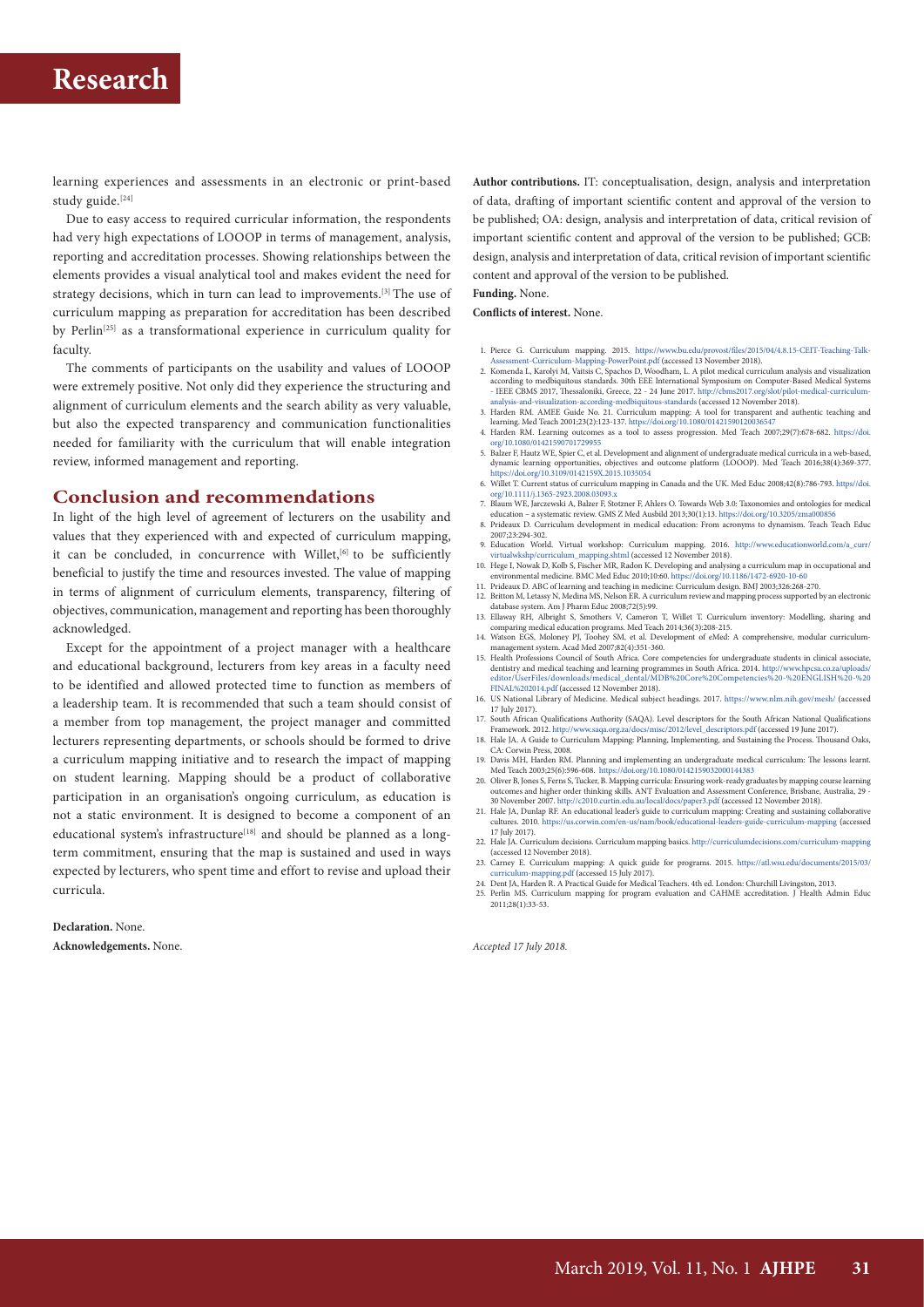learning experiences and assessments in an electronic or print-based study guide.[24]

Due to easy access to required curricular information, the respondents had very high expectations of LOOOP in terms of management, analysis, reporting and accreditation processes. Showing relationships between the elements provides a visual analytical tool and makes evident the need for strategy decisions, which in turn can lead to improvements.[3] The use of curriculum mapping as preparation for accreditation has been described by Perlin[25] as a transformational experience in curriculum quality for faculty.

The comments of participants on the usability and values of LOOOP were extremely positive. Not only did they experience the structuring and alignment of curriculum elements and the search ability as very valuable, but also the expected transparency and communication functionalities needed for familiarity with the curriculum that will enable integration review, informed management and reporting.

## Conclusion and recommendations

In light of the high level of agreement of lecturers on the usability and values that they experienced with and expected of curriculum mapping, it can be concluded, in concurrence with Willet,[6] to be sufficiently beneficial to justify the time and resources invested. The value of mapping in terms of alignment of curriculum elements, transparency, filtering of objectives, communication, management and reporting has been thoroughly acknowledged.

Except for the appointment of a project manager with a healthcare and educational background, lecturers from key areas in a faculty need to be identified and allowed protected time to function as members of a leadership team. It is recommended that such a team should consist of a member from top management, the project manager and committed lecturers representing departments, or schools should be formed to drive a curriculum mapping initiative and to research the impact of mapping on student learning. Mapping should be a product of collaborative participation in an organisation's ongoing curriculum, as education is not a static environment. It is designed to become a component of an educational system's infrastructure[18] and should be planned as a long-term commitment, ensuring that the map is sustained and used in ways expected by lecturers, who spent time and effort to revise and upload their curricula.

**Declaration.** None.

**Acknowledgements.** None.

**Author contributions.** IT: conceptualisation, design, analysis and interpretation of data, drafting of important scientific content and approval of the version to be published; OA: design, analysis and interpretation of data, critical revision of important scientific content and approval of the version to be published; GCB: design, analysis and interpretation of data, critical revision of important scientific content and approval of the version to be published.

**Funding.** None.

**Conflicts of interest.** None.

1. Pierce G. Curriculum mapping. 2015. https://www.bu.edu/provost/files/2015/04/4.8.15-CEIT-Teaching-Talk-Assessment-Curriculum-Mapping-PowerPoint.pdf (accessed 13 November 2018).
2. Komenda L, Karolyi M, Vaitsis C, Spachos D, Woodham, L. A pilot medical curriculum analysis and visualization according to medbiquitous standards. 30th EEE International Symposium on Computer-Based Medical Systems - IEEE CBMS 2017, Thessaloniki, Greece, 22 - 24 June 2017. http://cbms2017.org/slot/pilot-medical-curriculum-analysis-and-visualization-according-medbiquitous-standards (accessed 12 November 2018).
3. Harden RM. AMEE Guide No. 21. Curriculum mapping: A tool for transparent and authentic teaching and learning. Med Teach 2001;23(2):123-137. https://doi.org/10.1080/01421590120036547
4. Harden RM. Learning outcomes as a tool to assess progression. Med Teach 2007;29(7):678-682. https://doi.org/10.1080/01421590701729955
5. Balzer F, Hautz WE, Spier C, et al. Development and alignment of undergraduate medical curricula in a web-based, dynamic learning opportunities, objectives and outcome platform (LOOOP). Med Teach 2016;38(4):369-377. https://doi.org/10.3109/0142159X.2015.1035054
6. Willet T. Current status of curriculum mapping in Canada and the UK. Med Educ 2008;42(8):786-793. https://doi.org/10.1111/j.1365-2923.2008.03093.x
7. Blaum WE, Jarczewski A, Balzer F, Stotzner F, Ahlers O. Towards Web 3.0: Taxonomies and ontologies for medical education – a systematic review. GMS Z Med Ausbild 2013;30(1):13. https://doi.org/10.3205/zma000856
8. Prideaux D. Curriculum development in medical education: From acronyms to dynamism. Teach Teach Educ 2007;23:294-302.
9. Education World. Virtual workshop: Curriculum mapping. 2016. http://www.educationworld.com/a_curr/virtualwkshp/curriculum_mapping.shtml (accessed 12 November 2018).
10. Hege I, Nowak D, Kolb S, Fischer MR, Radon K. Developing and analysing a curriculum map in occupational and environmental medicine. BMC Med Educ 2010;10:60. https://doi.org/10.1186/1472-6920-10-60
11. Prideaux D. ABC of learning and teaching in medicine: Curriculum design. BMJ 2003;326:268-270.
12. Britton M, Letassy N, Medina MS, Nelson ER. A curriculum review and mapping process supported by an electronic database system. Am J Pharm Educ 2008;72(5):99.
13. Ellaway RH, Albright S, Smothers V, Cameron T, Willet T. Curriculum inventory: Modelling, sharing and comparing medical education programs. Med Teach 2014;36(3):208-215.
14. Watson EGS, Moloney PJ, Toohey SM, et al. Development of eMed: A comprehensive, modular curriculum-management system. Acad Med 2007;82(4):351-360.
15. Health Professions Council of South Africa. Core competencies for undergraduate students in clinical associate, dentistry and medical teaching and learning programmes in South Africa. 2014. http://www.hpcsa.co.za/uploads/editor/UserFiles/downloads/medical_dental/MDB%20Core%20Competencies%20-%20ENGLISH%20-%20FINAL%202014.pdf (accessed 12 November 2018).
16. US National Library of Medicine. Medical subject headings. 2017. https://www.nlm.nih.gov/mesh/ (accessed 17 July 2017).
17. South African Qualifications Authority (SAQA). Level descriptors for the South African National Qualifications Framework. 2012. http://www.saqa.org.za/docs/misc/2012/level_descriptors.pdf (accessed 19 June 2017).
18. Hale JA. A Guide to Curriculum Mapping: Planning, Implementing, and Sustaining the Process. Thousand Oaks, CA: Corwin Press, 2008.
19. Davis MH, Harden RM. Planning and implementing an undergraduate medical curriculum: The lessons learnt. Med Teach 2003;25(6):596-608. https://doi.org/10.1080/0142159032000144383
20. Oliver B, Jones S, Ferns S, Tucker, B. Mapping curricula: Ensuring work-ready graduates by mapping course learning outcomes and higher order thinking skills. ANT Evaluation and Assessment Conference, Brisbane, Australia, 29 - 30 November 2007. http://c2010.curtin.edu.au/local/docs/paper3.pdf (accessed 12 November 2018).
21. Hale JA, Dunlap RF. An educational leader's guide to curriculum mapping: Creating and sustaining collaborative cultures. 2010. https://us.corwin.com/en-us/nam/book/educational-leaders-guide-curriculum-mapping (accessed 17 July 2017).
22. Hale JA. Curriculum decisions. Curriculum mapping basics. http://curriculumdecisions.com/curriculum-mapping (accessed 12 November 2018).
23. Carney E. Curriculum mapping: A quick guide for programs. 2015. https://atl.wsu.edu/documents/2015/03/curriculum-mapping.pdf (accessed 15 July 2017).
24. Dent JA, Harden R. A Practical Guide for Medical Teachers. 4th ed. London: Churchill Livingston, 2013.
25. Perlin MS. Curriculum mapping for program evaluation and CAHME accreditation. J Health Admin Educ 2011;28(1):33-53.

*Accepted 17 July 2018.*